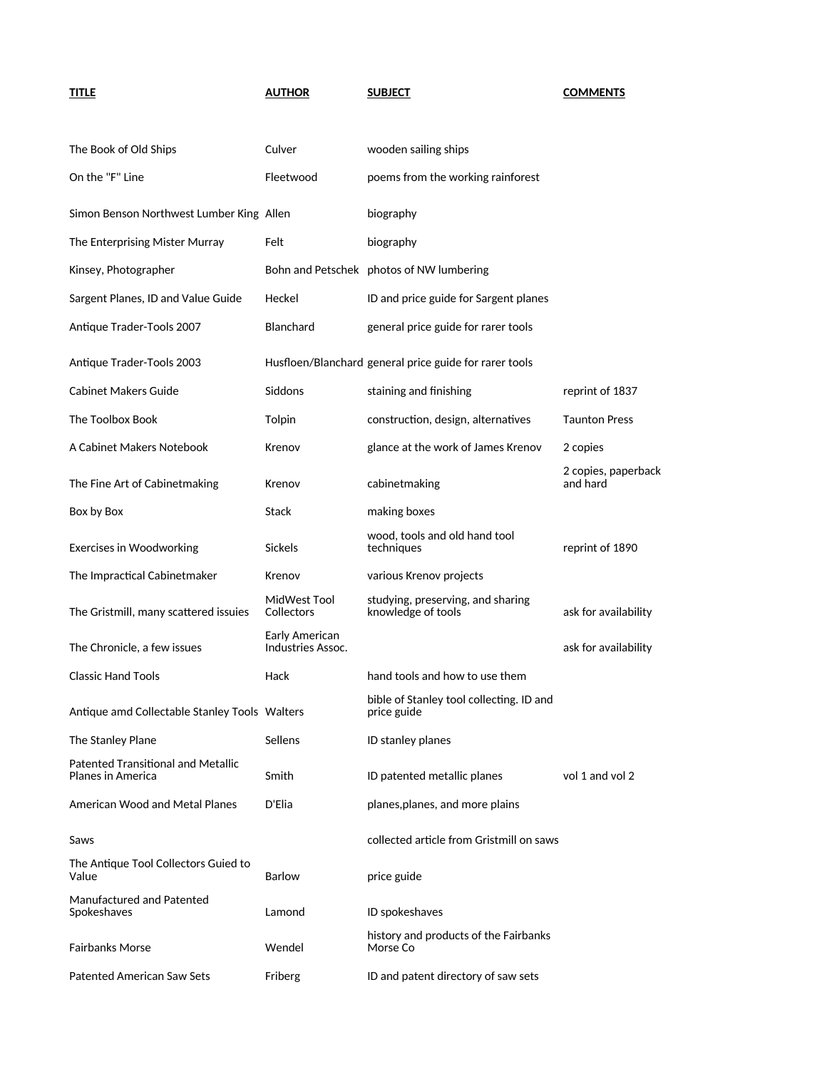| TITLE | AUTHOR | SUBJECT | COMMENTS |
|---|---|---|---|
| The Book of Old Ships | Culver | wooden sailing ships | |
| On the "F" Line | Fleetwood | poems from the working rainforest | |
| Simon Benson Northwest Lumber King | Allen | biography | |
| The Enterprising Mister Murray | Felt | biography | |
| Kinsey, Photographer | Bohn and Petschek | photos of NW lumbering | |
| Sargent Planes, ID and Value Guide | Heckel | ID and price guide for Sargent planes | |
| Antique Trader-Tools 2007 | Blanchard | general price guide for rarer tools | |
| Antique Trader-Tools 2003 | Husfloen/Blanchard | general price guide for rarer tools | |
| Cabinet Makers Guide | Siddons | staining and finishing | reprint of 1837 |
| The Toolbox Book | Tolpin | construction, design, alternatives | Taunton Press |
| A Cabinet Makers Notebook | Krenov | glance at the work of James Krenov | 2 copies |
| The Fine Art of Cabinetmaking | Krenov | cabinetmaking | 2 copies, paperback and hard |
| Box by Box | Stack | making boxes | |
| Exercises in Woodworking | Sickels | wood, tools and old hand tool techniques | reprint of 1890 |
| The Impractical Cabinetmaker | Krenov | various Krenov projects | |
| The Gristmill, many scattered issuies | MidWest Tool Collectors | studying, preserving, and sharing knowledge of tools | ask for availability |
| The Chronicle, a few issues | Early American Industries Assoc. | | ask for availability |
| Classic Hand Tools | Hack | hand tools and how to use them | |
| Antique amd Collectable Stanley Tools | Walters | bible of Stanley tool collecting. ID and price guide | |
| The Stanley Plane | Sellens | ID stanley planes | |
| Patented Transitional and Metallic Planes in America | Smith | ID patented metallic planes | vol 1 and vol 2 |
| American Wood and Metal Planes | D'Elia | planes,planes, and more plains | |
| Saws | | collected article from Gristmill on saws | |
| The Antique Tool Collectors Guied to Value | Barlow | price guide | |
| Manufactured and Patented Spokeshaves | Lamond | ID spokeshaves | |
| Fairbanks Morse | Wendel | history and products of the Fairbanks Morse Co | |
| Patented American Saw Sets | Friberg | ID and patent directory of saw sets | |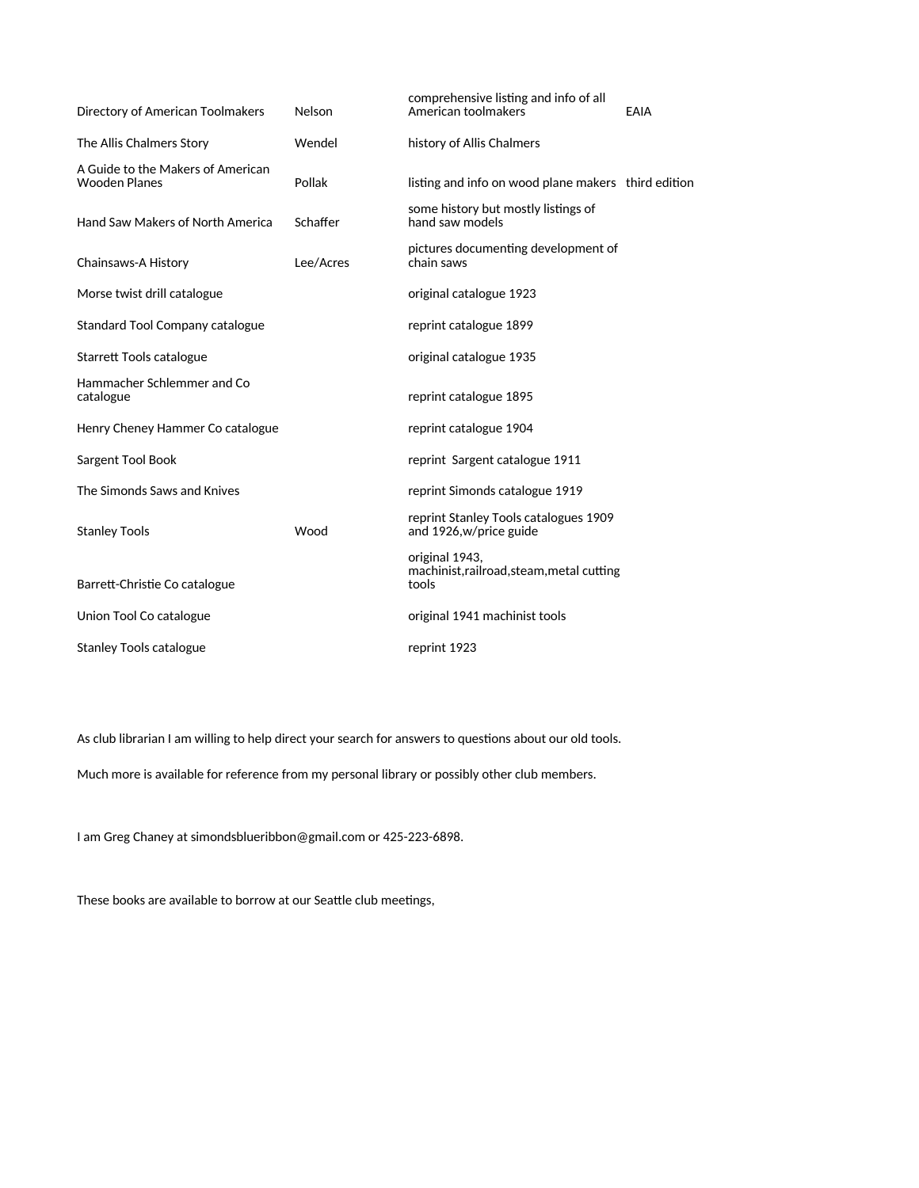| | | | |
|---|---|---|---|
| Directory of American Toolmakers | Nelson | comprehensive listing and info of all American toolmakers | EAIA |
| The Allis Chalmers Story | Wendel | history of Allis Chalmers | |
| A Guide to the Makers of American Wooden Planes | Pollak | listing and info on wood plane makers | third edition |
| Hand Saw Makers of North America | Schaffer | some history but mostly listings of hand saw models | |
| Chainsaws-A History | Lee/Acres | pictures documenting development of chain saws | |
| Morse twist drill catalogue | | original catalogue 1923 | |
| Standard Tool Company catalogue | | reprint catalogue 1899 | |
| Starrett Tools catalogue | | original catalogue 1935 | |
| Hammacher Schlemmer and Co catalogue | | reprint catalogue 1895 | |
| Henry Cheney Hammer Co catalogue | | reprint catalogue 1904 | |
| Sargent Tool Book | | reprint Sargent catalogue 1911 | |
| The Simonds Saws and Knives | | reprint Simonds catalogue 1919 | |
| Stanley Tools | Wood | reprint Stanley Tools catalogues 1909 and 1926,w/price guide | |
| Barrett-Christie Co catalogue | | original 1943, machinist,railroad,steam,metal cutting tools | |
| Union Tool Co catalogue | | original 1941 machinist tools | |
| Stanley Tools catalogue | | reprint 1923 | |

As club librarian I am willing to help direct your search for answers to questions about our old tools.

Much more is available for reference from my personal library or possibly other club members.

I am Greg Chaney at simondsblueribbon@gmail.com or 425-223-6898.

These books are available to borrow at our Seattle club meetings,